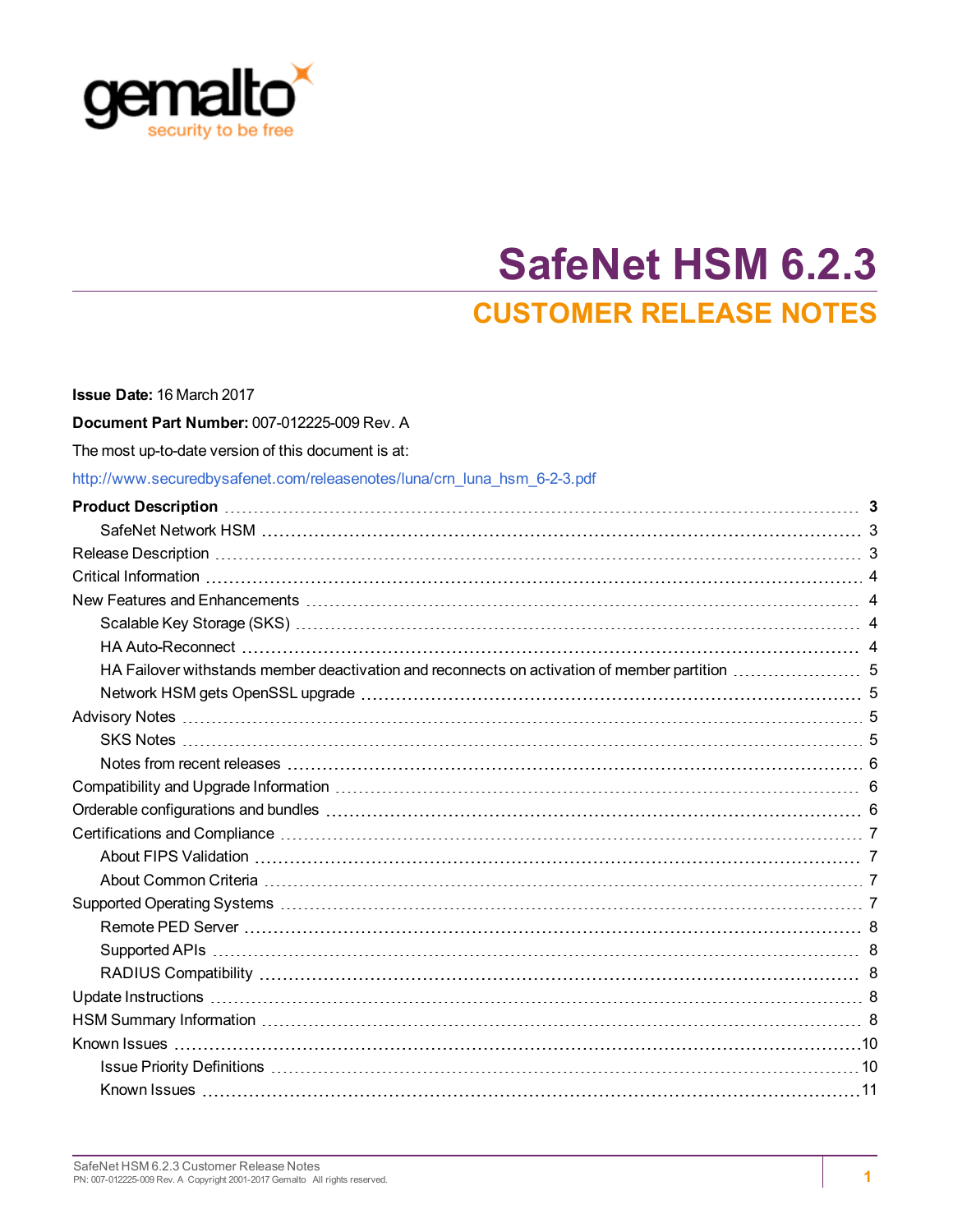gemalto
security to be free

# SafeNet HSM 6.2.3

## CUSTOMER RELEASE NOTES

**Issue Date:** 16 March 2017

**Document Part Number:** 007-012225-009 Rev. A

The most up-to-date version of this document is at:

http://www.securedbysafenet.com/releasenotes/luna/crn_luna_hsm_6-2-3.pdf

**Product Description** 3
- SafeNet Network HSM 3

Release Description 3

Critical Information 4

New Features and Enhancements 4
- Scalable Key Storage (SKS) 4
- HA Auto-Reconnect 4
- HA Failover withstands member deactivation and reconnects on activation of member partition 5
- Network HSM gets OpenSSL upgrade 5

Advisory Notes 5
- SKS Notes 5
- Notes from recent releases 6

Compatibility and Upgrade Information 6

Orderable configurations and bundles 6

Certifications and Compliance 7
- About FIPS Validation 7
- About Common Criteria 7

Supported Operating Systems 7
- Remote PED Server 8
- Supported APIs 8
- RADIUS Compatibility 8

Update Instructions 8

HSM Summary Information 8

Known Issues 10
- Issue Priority Definitions 10
- Known Issues 11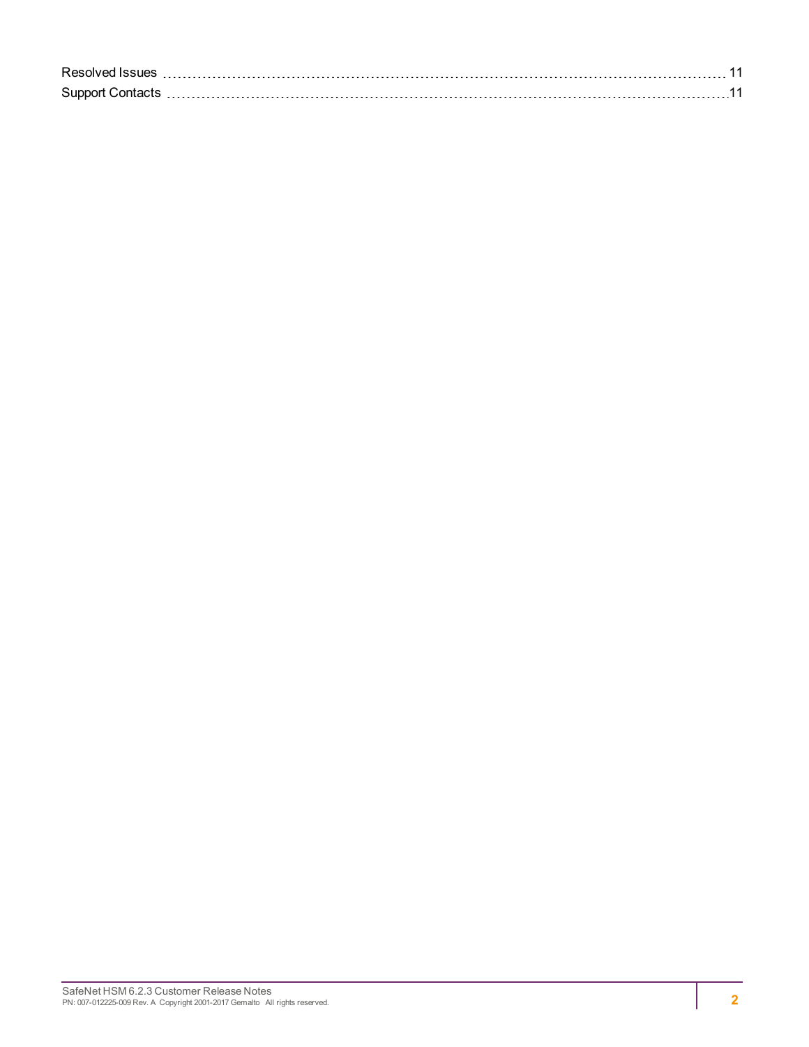Resolved Issues ........ 11
Support Contacts ........ 11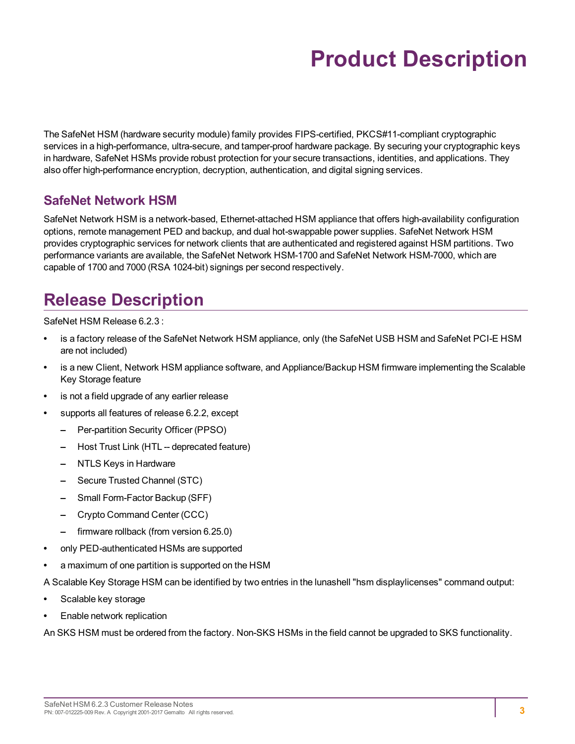# Product Description

The SafeNet HSM (hardware security module) family provides FIPS-certified, PKCS#11-compliant cryptographic services in a high-performance, ultra-secure, and tamper-proof hardware package. By securing your cryptographic keys in hardware, SafeNet HSMs provide robust protection for your secure transactions, identities, and applications. They also offer high-performance encryption, decryption, authentication, and digital signing services.

## SafeNet Network HSM

SafeNet Network HSM is a network-based, Ethernet-attached HSM appliance that offers high-availability configuration options, remote management PED and backup, and dual hot-swappable power supplies. SafeNet Network HSM provides cryptographic services for network clients that are authenticated and registered against HSM partitions. Two performance variants are available, the SafeNet Network HSM-1700 and SafeNet Network HSM-7000, which are capable of 1700 and 7000 (RSA 1024-bit) signings per second respectively.

# Release Description

SafeNet HSM Release 6.2.3 :

- is a factory release of the SafeNet Network HSM appliance, only (the SafeNet USB HSM and SafeNet PCI-E HSM are not included)
- is a new Client, Network HSM appliance software, and Appliance/Backup HSM firmware implementing the Scalable Key Storage feature
- is not a field upgrade of any earlier release
- supports all features of release 6.2.2, except
  - Per-partition Security Officer (PPSO)
  - Host Trust Link (HTL -- deprecated feature)
  - NTLS Keys in Hardware
  - Secure Trusted Channel (STC)
  - Small Form-Factor Backup (SFF)
  - Crypto Command Center (CCC)
  - firmware rollback (from version 6.25.0)
- only PED-authenticated HSMs are supported
- a maximum of one partition is supported on the HSM

A Scalable Key Storage HSM can be identified by two entries in the lunashell "hsm displaylicenses" command output:

- Scalable key storage
- Enable network replication

An SKS HSM must be ordered from the factory. Non-SKS HSMs in the field cannot be upgraded to SKS functionality.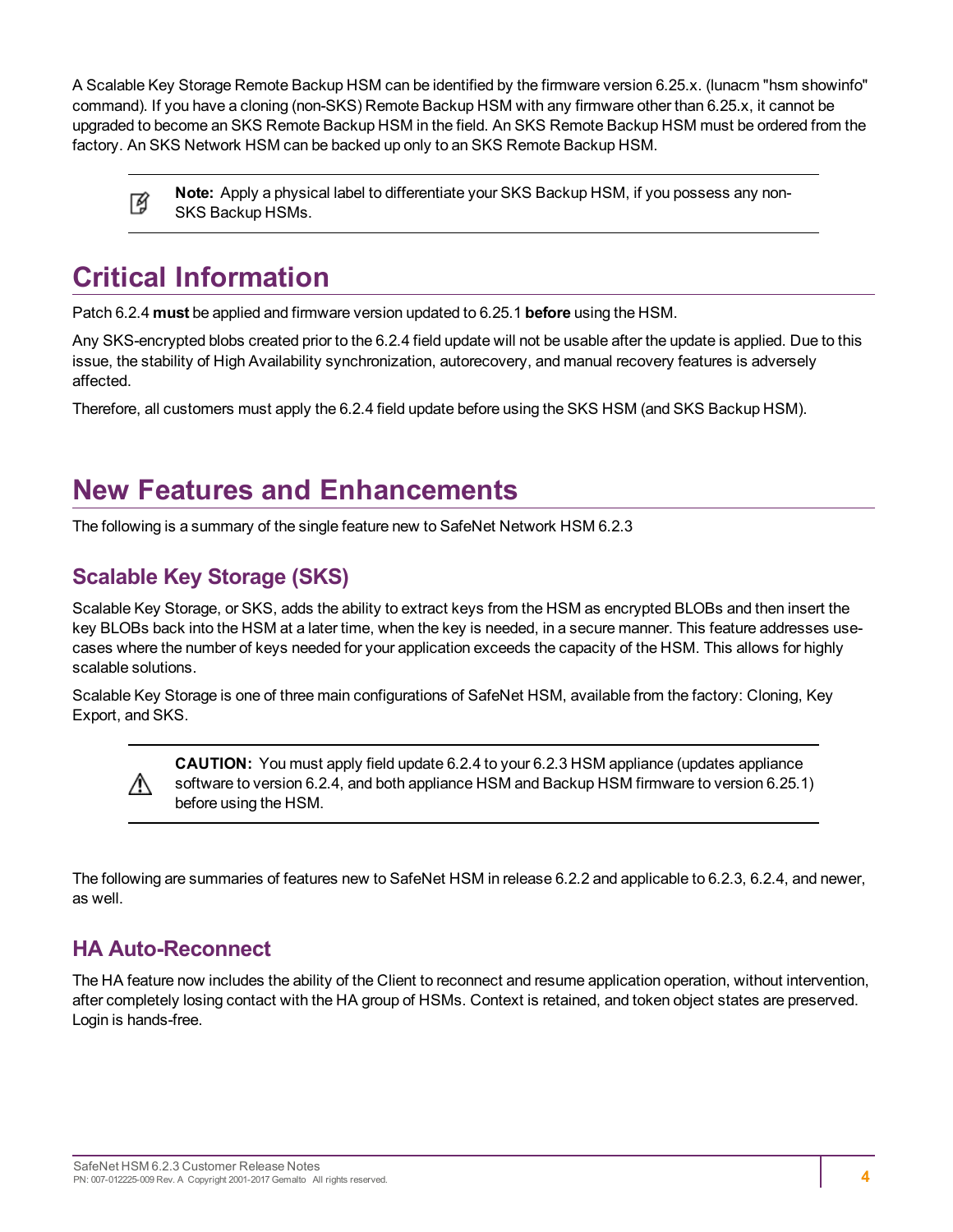A Scalable Key Storage Remote Backup HSM can be identified by the firmware version 6.25.x. (lunacm "hsm showinfo" command). If you have a cloning (non-SKS) Remote Backup HSM with any firmware other than 6.25.x, it cannot be upgraded to become an SKS Remote Backup HSM in the field. An SKS Remote Backup HSM must be ordered from the factory. An SKS Network HSM can be backed up only to an SKS Remote Backup HSM.

> **Note:** Apply a physical label to differentiate your SKS Backup HSM, if you possess any non-SKS Backup HSMs.

# Critical Information

Patch 6.2.4 **must** be applied and firmware version updated to 6.25.1 **before** using the HSM.

Any SKS-encrypted blobs created prior to the 6.2.4 field update will not be usable after the update is applied. Due to this issue, the stability of High Availability synchronization, autorecovery, and manual recovery features is adversely affected.

Therefore, all customers must apply the 6.2.4 field update before using the SKS HSM (and SKS Backup HSM).

# New Features and Enhancements

The following is a summary of the single feature new to SafeNet Network HSM 6.2.3

## Scalable Key Storage (SKS)

Scalable Key Storage, or SKS, adds the ability to extract keys from the HSM as encrypted BLOBs and then insert the key BLOBs back into the HSM at a later time, when the key is needed, in a secure manner. This feature addresses use-cases where the number of keys needed for your application exceeds the capacity of the HSM. This allows for highly scalable solutions.

Scalable Key Storage is one of three main configurations of SafeNet HSM, available from the factory: Cloning, Key Export, and SKS.

> **CAUTION:** You must apply field update 6.2.4 to your 6.2.3 HSM appliance (updates appliance software to version 6.2.4, and both appliance HSM and Backup HSM firmware to version 6.25.1) before using the HSM.

The following are summaries of features new to SafeNet HSM in release 6.2.2 and applicable to 6.2.3, 6.2.4, and newer, as well.

## HA Auto-Reconnect

The HA feature now includes the ability of the Client to reconnect and resume application operation, without intervention, after completely losing contact with the HA group of HSMs. Context is retained, and token object states are preserved. Login is hands-free.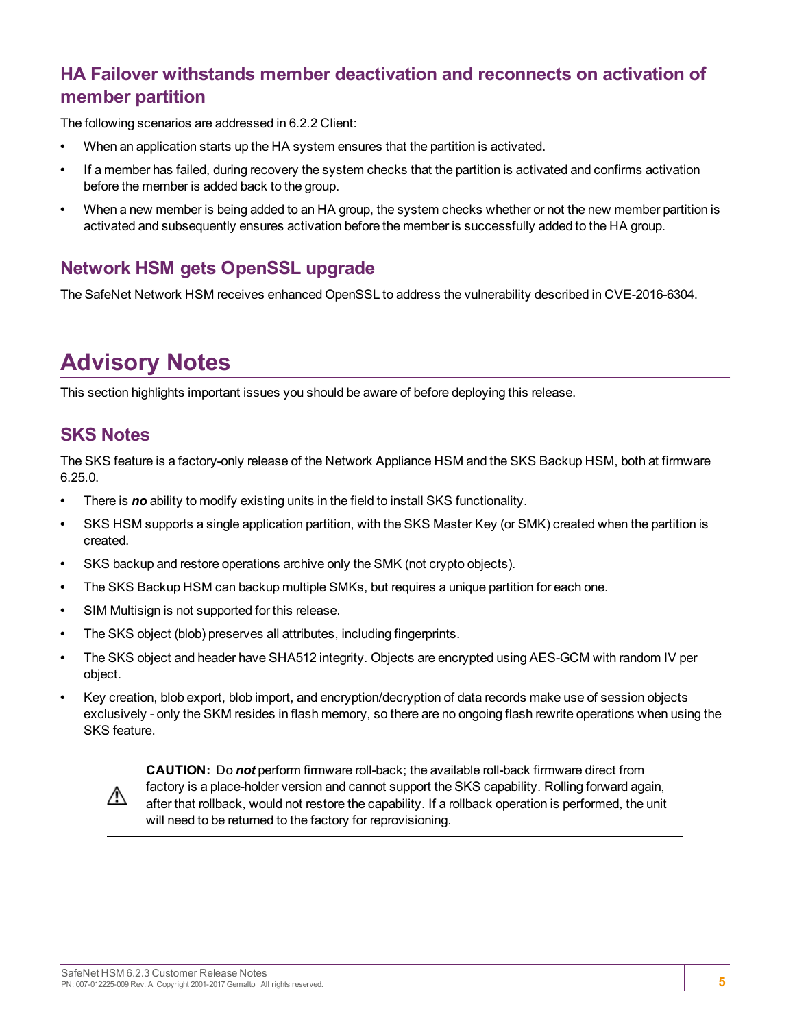## HA Failover withstands member deactivation and reconnects on activation of member partition

The following scenarios are addressed in 6.2.2 Client:

- When an application starts up the HA system ensures that the partition is activated.
- If a member has failed, during recovery the system checks that the partition is activated and confirms activation before the member is added back to the group.
- When a new member is being added to an HA group, the system checks whether or not the new member partition is activated and subsequently ensures activation before the member is successfully added to the HA group.

## Network HSM gets OpenSSL upgrade

The SafeNet Network HSM receives enhanced OpenSSL to address the vulnerability described in CVE-2016-6304.

# Advisory Notes

This section highlights important issues you should be aware of before deploying this release.

## SKS Notes

The SKS feature is a factory-only release of the Network Appliance HSM and the SKS Backup HSM, both at firmware 6.25.0.

- There is ***no*** ability to modify existing units in the field to install SKS functionality.
- SKS HSM supports a single application partition, with the SKS Master Key (or SMK) created when the partition is created.
- SKS backup and restore operations archive only the SMK (not crypto objects).
- The SKS Backup HSM can backup multiple SMKs, but requires a unique partition for each one.
- SIM Multisign is not supported for this release.
- The SKS object (blob) preserves all attributes, including fingerprints.
- The SKS object and header have SHA512 integrity. Objects are encrypted using AES-GCM with random IV per object.
- Key creation, blob export, blob import, and encryption/decryption of data records make use of session objects exclusively - only the SKM resides in flash memory, so there are no ongoing flash rewrite operations when using the SKS feature.

> ⚠ **CAUTION:** Do ***not*** perform firmware roll-back; the available roll-back firmware direct from factory is a place-holder version and cannot support the SKS capability. Rolling forward again, after that rollback, would not restore the capability. If a rollback operation is performed, the unit will need to be returned to the factory for reprovisioning.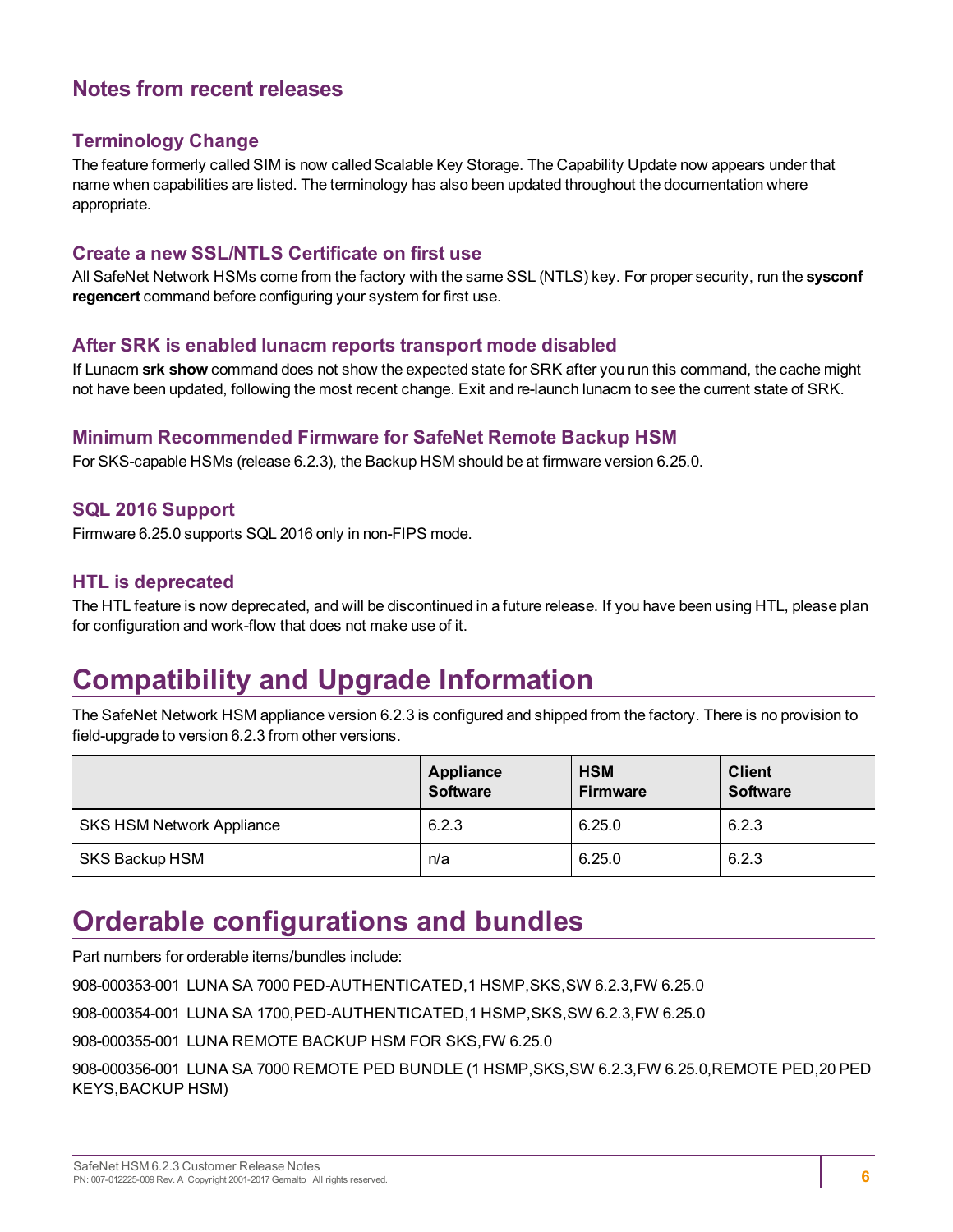## Notes from recent releases

### Terminology Change

The feature formerly called SIM is now called Scalable Key Storage. The Capability Update now appears under that name when capabilities are listed. The terminology has also been updated throughout the documentation where appropriate.

### Create a new SSL/NTLS Certificate on first use

All SafeNet Network HSMs come from the factory with the same SSL (NTLS) key. For proper security, run the **sysconf regencert** command before configuring your system for first use.

### After SRK is enabled lunacm reports transport mode disabled

If Lunacm **srk show** command does not show the expected state for SRK after you run this command, the cache might not have been updated, following the most recent change. Exit and re-launch lunacm to see the current state of SRK.

### Minimum Recommended Firmware for SafeNet Remote Backup HSM

For SKS-capable HSMs (release 6.2.3), the Backup HSM should be at firmware version 6.25.0.

### SQL 2016 Support

Firmware 6.25.0 supports SQL 2016 only in non-FIPS mode.

### HTL is deprecated

The HTL feature is now deprecated, and will be discontinued in a future release. If you have been using HTL, please plan for configuration and work-flow that does not make use of it.

# Compatibility and Upgrade Information

The SafeNet Network HSM appliance version 6.2.3 is configured and shipped from the factory. There is no provision to field-upgrade to version 6.2.3 from other versions.

| | Appliance Software | HSM Firmware | Client Software |
|---|---|---|---|
| SKS HSM Network Appliance | 6.2.3 | 6.25.0 | 6.2.3 |
| SKS Backup HSM | n/a | 6.25.0 | 6.2.3 |

# Orderable configurations and bundles

Part numbers for orderable items/bundles include:

908-000353-001 LUNA SA 7000 PED-AUTHENTICATED,1 HSMP,SKS,SW 6.2.3,FW 6.25.0

908-000354-001 LUNA SA 1700,PED-AUTHENTICATED,1 HSMP,SKS,SW 6.2.3,FW 6.25.0

908-000355-001 LUNA REMOTE BACKUP HSM FOR SKS,FW 6.25.0

908-000356-001 LUNA SA 7000 REMOTE PED BUNDLE (1 HSMP,SKS,SW 6.2.3,FW 6.25.0,REMOTE PED,20 PED KEYS,BACKUP HSM)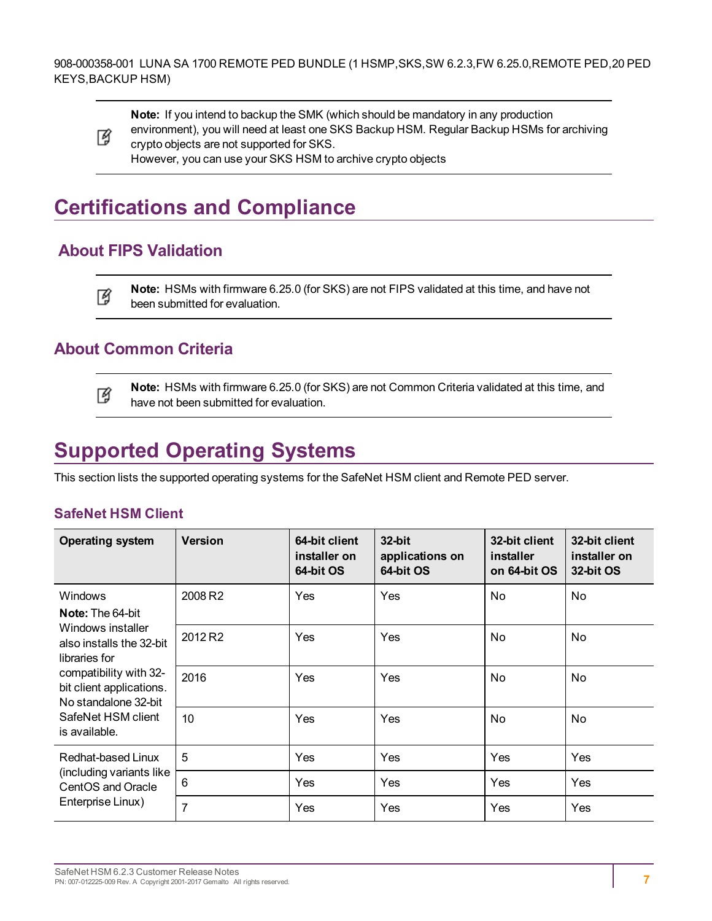908-000358-001 LUNA SA 1700 REMOTE PED BUNDLE (1 HSMP,SKS,SW 6.2.3,FW 6.25.0,REMOTE PED,20 PED KEYS,BACKUP HSM)

> **Note:** If you intend to backup the SMK (which should be mandatory in any production environment), you will need at least one SKS Backup HSM. Regular Backup HSMs for archiving crypto objects are not supported for SKS.
> However, you can use your SKS HSM to archive crypto objects

# Certifications and Compliance

## About FIPS Validation

> **Note:** HSMs with firmware 6.25.0 (for SKS) are not FIPS validated at this time, and have not been submitted for evaluation.

## About Common Criteria

> **Note:** HSMs with firmware 6.25.0 (for SKS) are not Common Criteria validated at this time, and have not been submitted for evaluation.

# Supported Operating Systems

This section lists the supported operating systems for the SafeNet HSM client and Remote PED server.

### SafeNet HSM Client

| Operating system | Version | 64-bit client installer on 64-bit OS | 32-bit applications on 64-bit OS | 32-bit client installer on 64-bit OS | 32-bit client installer on 32-bit OS |
|---|---|---|---|---|---|
| Windows **Note:** The 64-bit Windows installer also installs the 32-bit libraries for compatibility with 32-bit client applications. No standalone 32-bit SafeNet HSM client is available. | 2008 R2 | Yes | Yes | No | No |
| | 2012 R2 | Yes | Yes | No | No |
| | 2016 | Yes | Yes | No | No |
| | 10 | Yes | Yes | No | No |
| Redhat-based Linux (including variants like CentOS and Oracle Enterprise Linux) | 5 | Yes | Yes | Yes | Yes |
| | 6 | Yes | Yes | Yes | Yes |
| | 7 | Yes | Yes | Yes | Yes |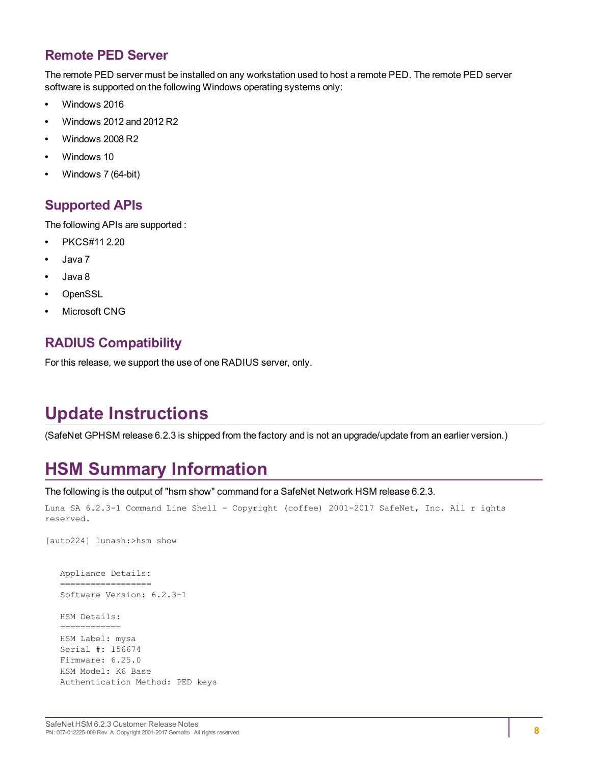## Remote PED Server

The remote PED server must be installed on any workstation used to host a remote PED. The remote PED server software is supported on the following Windows operating systems only:

- Windows 2016
- Windows 2012 and 2012 R2
- Windows 2008 R2
- Windows 10
- Windows 7 (64-bit)

## Supported APIs

The following APIs are supported :

- PKCS#11 2.20
- Java 7
- Java 8
- OpenSSL
- Microsoft CNG

## RADIUS Compatibility

For this release, we support the use of one RADIUS server, only.

# Update Instructions

(SafeNet GPHSM release 6.2.3 is shipped from the factory and is not an upgrade/update from an earlier version.)

# HSM Summary Information

The following is the output of "hsm show" command for a SafeNet Network HSM release 6.2.3.

```
Luna SA 6.2.3-1 Command Line Shell - Copyright (coffee) 2001-2017 SafeNet, Inc. All r ights
reserved.

[auto224] lunash:>hsm show


   Appliance Details:
   ==================
   Software Version: 6.2.3-1

   HSM Details:
   ============
   HSM Label: mysa
   Serial #: 156674
   Firmware: 6.25.0
   HSM Model: K6 Base
   Authentication Method: PED keys
```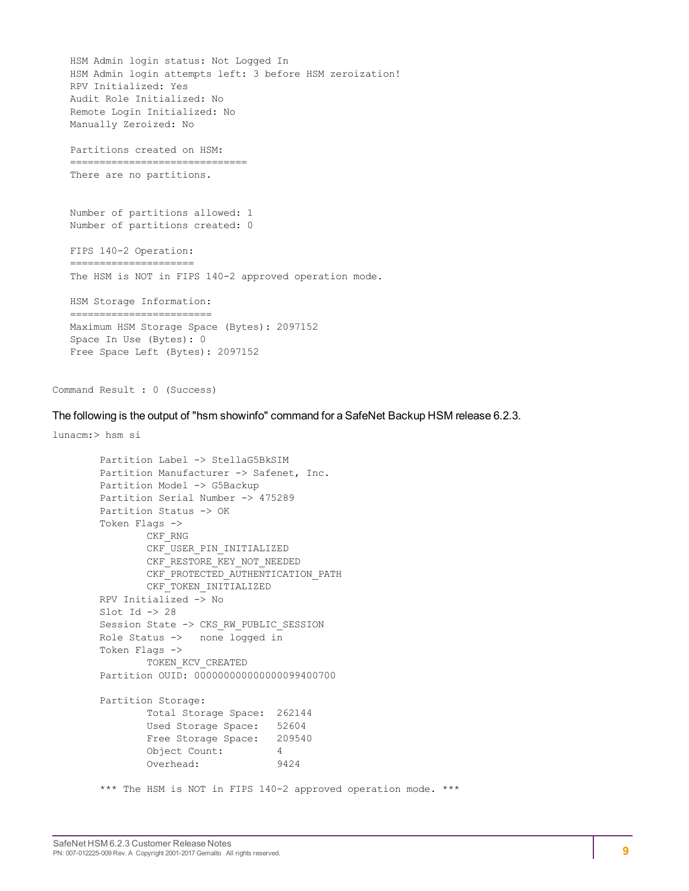```
   HSM Admin login status: Not Logged In
   HSM Admin login attempts left: 3 before HSM zeroization!
   RPV Initialized: Yes
   Audit Role Initialized: No
   Remote Login Initialized: No
   Manually Zeroized: No

   Partitions created on HSM:
   ==============================
   There are no partitions.


   Number of partitions allowed: 1
   Number of partitions created: 0

   FIPS 140-2 Operation:
   =====================
   The HSM is NOT in FIPS 140-2 approved operation mode.

   HSM Storage Information:
   ========================
   Maximum HSM Storage Space (Bytes): 2097152
   Space In Use (Bytes): 0
   Free Space Left (Bytes): 2097152


Command Result : 0 (Success)
```

The following is the output of "hsm showinfo" command for a SafeNet Backup HSM release 6.2.3.

```
lunacm:> hsm si

        Partition Label -> StellaG5BkSIM
        Partition Manufacturer -> Safenet, Inc.
        Partition Model -> G5Backup
        Partition Serial Number -> 475289
        Partition Status -> OK
        Token Flags ->
                CKF_RNG
                CKF_USER_PIN_INITIALIZED
                CKF_RESTORE_KEY_NOT_NEEDED
                CKF_PROTECTED_AUTHENTICATION_PATH
                CKF_TOKEN_INITIALIZED
        RPV Initialized -> No
        Slot Id -> 28
        Session State -> CKS_RW_PUBLIC_SESSION
        Role Status ->   none logged in
        Token Flags ->
                TOKEN_KCV_CREATED
        Partition OUID: 000000000000000099400700

        Partition Storage:
                Total Storage Space:  262144
                Used Storage Space:   52604
                Free Storage Space:   209540
                Object Count:         4
                Overhead:             9424

        *** The HSM is NOT in FIPS 140-2 approved operation mode. ***
```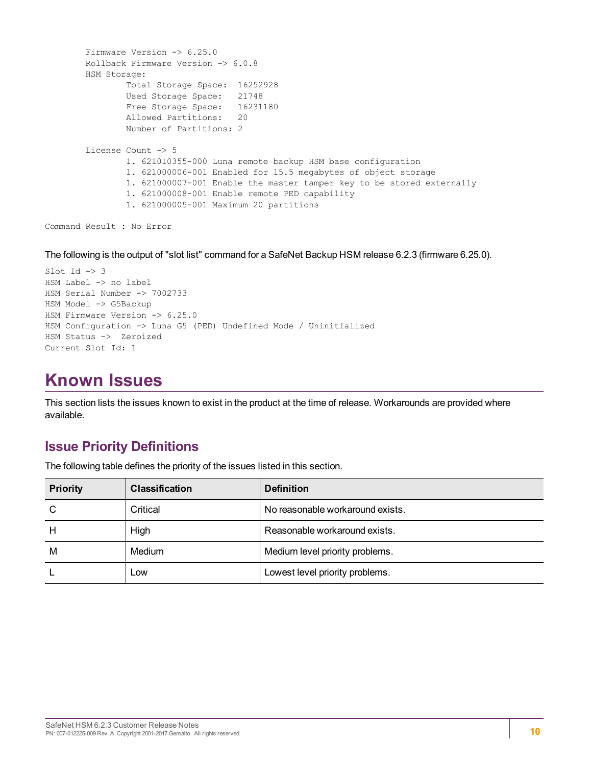```
        Firmware Version -> 6.25.0
        Rollback Firmware Version -> 6.0.8
        HSM Storage:
                Total Storage Space:  16252928
                Used Storage Space:   21748
                Free Storage Space:   16231180
                Allowed Partitions:   20
                Number of Partitions: 2

        License Count -> 5
                1. 621010355-000 Luna remote backup HSM base configuration
                1. 621000006-001 Enabled for 15.5 megabytes of object storage
                1. 621000007-001 Enable the master tamper key to be stored externally
                1. 621000008-001 Enable remote PED capability
                1. 621000005-001 Maximum 20 partitions

Command Result : No Error
```

The following is the output of "slot list" command for a SafeNet Backup HSM release 6.2.3 (firmware 6.25.0).

```
Slot Id -> 3
HSM Label -> no label
HSM Serial Number -> 7002733
HSM Model -> G5Backup
HSM Firmware Version -> 6.25.0
HSM Configuration -> Luna G5 (PED) Undefined Mode / Uninitialized
HSM Status ->  Zeroized
Current Slot Id: 1
```

# Known Issues

This section lists the issues known to exist in the product at the time of release. Workarounds are provided where available.

## Issue Priority Definitions

The following table defines the priority of the issues listed in this section.

| Priority | Classification | Definition |
|---|---|---|
| C | Critical | No reasonable workaround exists. |
| H | High | Reasonable workaround exists. |
| M | Medium | Medium level priority problems. |
| L | Low | Lowest level priority problems. |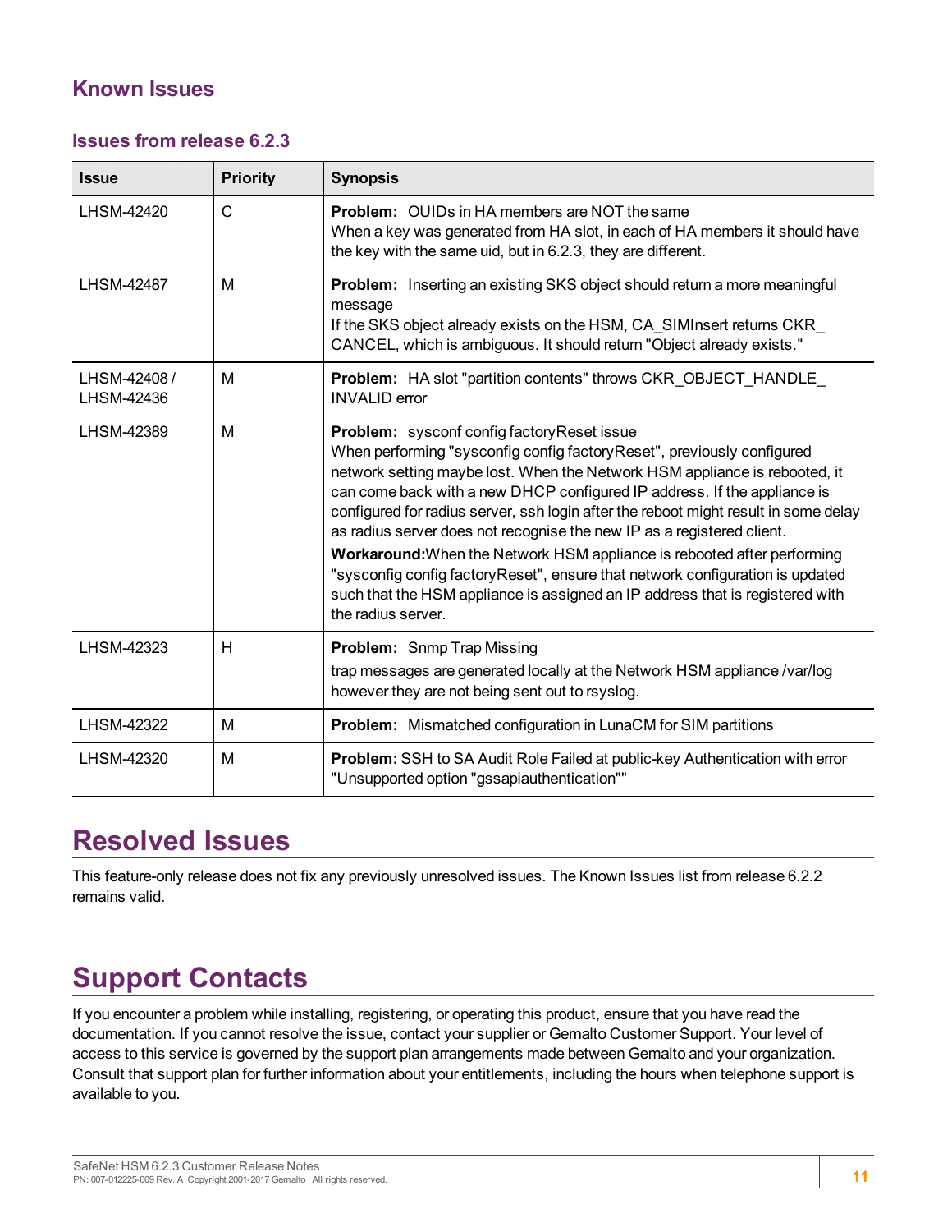## Known Issues

### Issues from release 6.2.3

| Issue | Priority | Synopsis |
|---|---|---|
| LHSM-42420 | C | **Problem:** OUIDs in HA members are NOT the same<br>When a key was generated from HA slot, in each of HA members it should have the key with the same uid, but in 6.2.3, they are different. |
| LHSM-42487 | M | **Problem:** Inserting an existing SKS object should return a more meaningful message<br>If the SKS object already exists on the HSM, CA_SIMInsert returns CKR_CANCEL, which is ambiguous. It should return "Object already exists." |
| LHSM-42408 / LHSM-42436 | M | **Problem:** HA slot "partition contents" throws CKR_OBJECT_HANDLE_INVALID error |
| LHSM-42389 | M | **Problem:** sysconf config factoryReset issue<br>When performing "sysconfig config factoryReset", previously configured network setting maybe lost. When the Network HSM appliance is rebooted, it can come back with a new DHCP configured IP address. If the appliance is configured for radius server, ssh login after the reboot might result in some delay as radius server does not recognise the new IP as a registered client.<br>**Workaround:** When the Network HSM appliance is rebooted after performing "sysconfig config factoryReset", ensure that network configuration is updated such that the HSM appliance is assigned an IP address that is registered with the radius server. |
| LHSM-42323 | H | **Problem:** Snmp Trap Missing<br>trap messages are generated locally at the Network HSM appliance /var/log however they are not being sent out to rsyslog. |
| LHSM-42322 | M | **Problem:** Mismatched configuration in LunaCM for SIM partitions |
| LHSM-42320 | M | **Problem:** SSH to SA Audit Role Failed at public-key Authentication with error "Unsupported option "gssapiauthentication"" |

# Resolved Issues

This feature-only release does not fix any previously unresolved issues. The Known Issues list from release 6.2.2 remains valid.

# Support Contacts

If you encounter a problem while installing, registering, or operating this product, ensure that you have read the documentation. If you cannot resolve the issue, contact your supplier or Gemalto Customer Support. Your level of access to this service is governed by the support plan arrangements made between Gemalto and your organization. Consult that support plan for further information about your entitlements, including the hours when telephone support is available to you.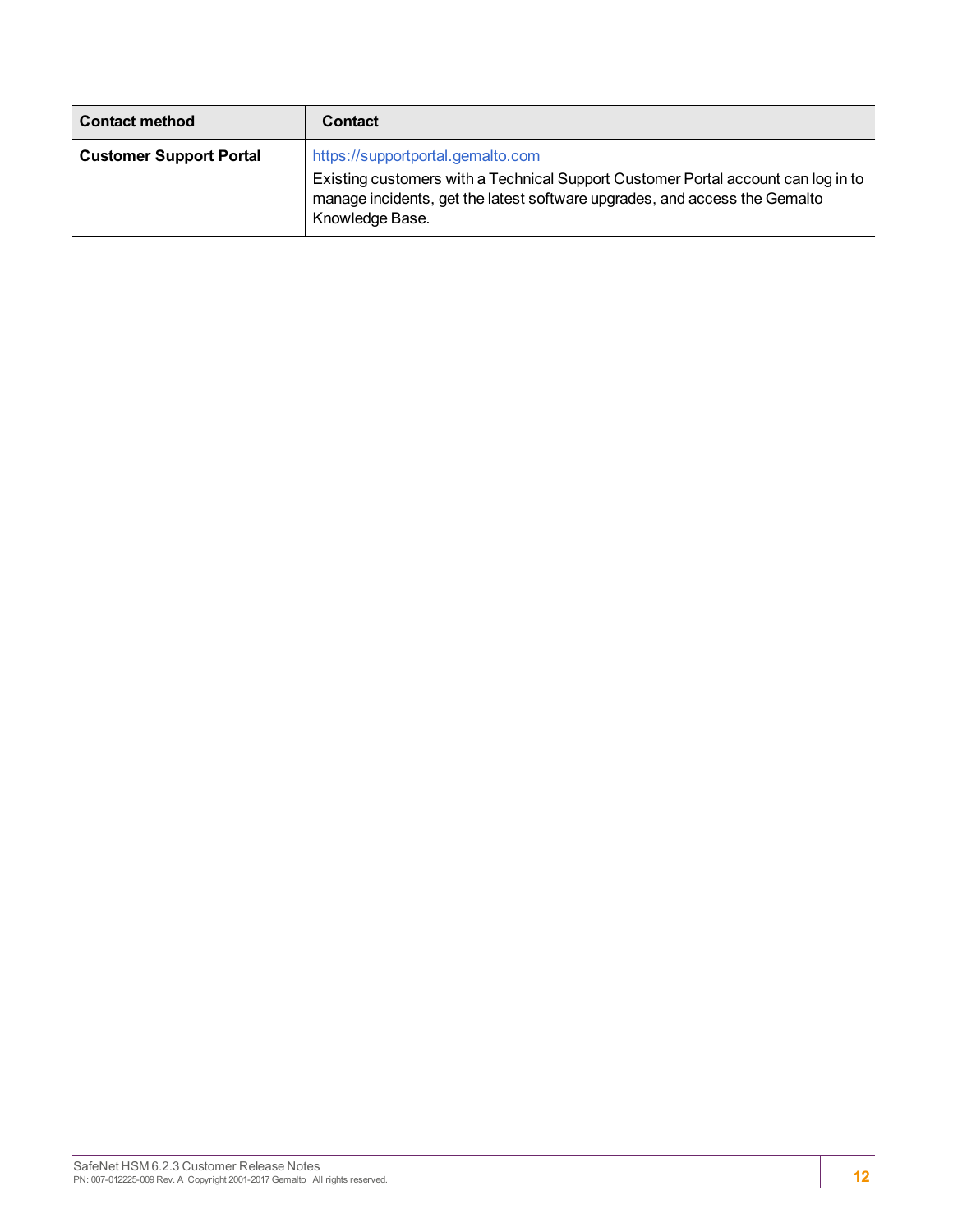| Contact method | Contact |
|---|---|
| **Customer Support Portal** | https://supportportal.gemalto.com<br>Existing customers with a Technical Support Customer Portal account can log in to manage incidents, get the latest software upgrades, and access the Gemalto Knowledge Base. |